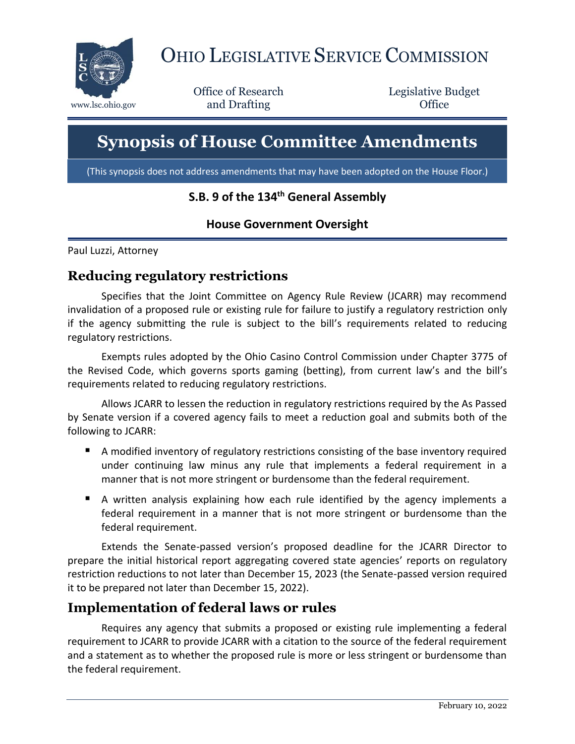# OHIO LEGISLATIVE SERVICE COMMISSION

www.lsc.ohio.gov

Office of Research and Drafting

Legislative Budget Office

# Synopsis of House Committee Amendments

(This synopsis does not address amendments that may have been adopted on the House Floor.)

### S.B. 9 of the 134th General Assembly

### House Government Oversight

Paul Luzzi, Attorney

## Reducing regulatory restrictions

Specifies that the Joint Committee on Agency Rule Review (JCARR) may recommend invalidation of a proposed rule or existing rule for failure to justify a regulatory restriction only if the agency submitting the rule is subject to the bill's requirements related to reducing regulatory restrictions.

Exempts rules adopted by the Ohio Casino Control Commission under Chapter 3775 of the Revised Code, which governs sports gaming (betting), from current law's and the bill's requirements related to reducing regulatory restrictions.

Allows JCARR to lessen the reduction in regulatory restrictions required by the As Passed by Senate version if a covered agency fails to meet a reduction goal and submits both of the following to JCARR:

- A modified inventory of regulatory restrictions consisting of the base inventory required under continuing law minus any rule that implements a federal requirement in a manner that is not more stringent or burdensome than the federal requirement.
- A written analysis explaining how each rule identified by the agency implements a federal requirement in a manner that is not more stringent or burdensome than the federal requirement.

Extends the Senate-passed version's proposed deadline for the JCARR Director to prepare the initial historical report aggregating covered state agencies' reports on regulatory restriction reductions to not later than December 15, 2023 (the Senate-passed version required it to be prepared not later than December 15, 2022).

## Implementation of federal laws or rules

Requires any agency that submits a proposed or existing rule implementing a federal requirement to JCARR to provide JCARR with a citation to the source of the federal requirement and a statement as to whether the proposed rule is more or less stringent or burdensome than the federal requirement.

February 10, 2022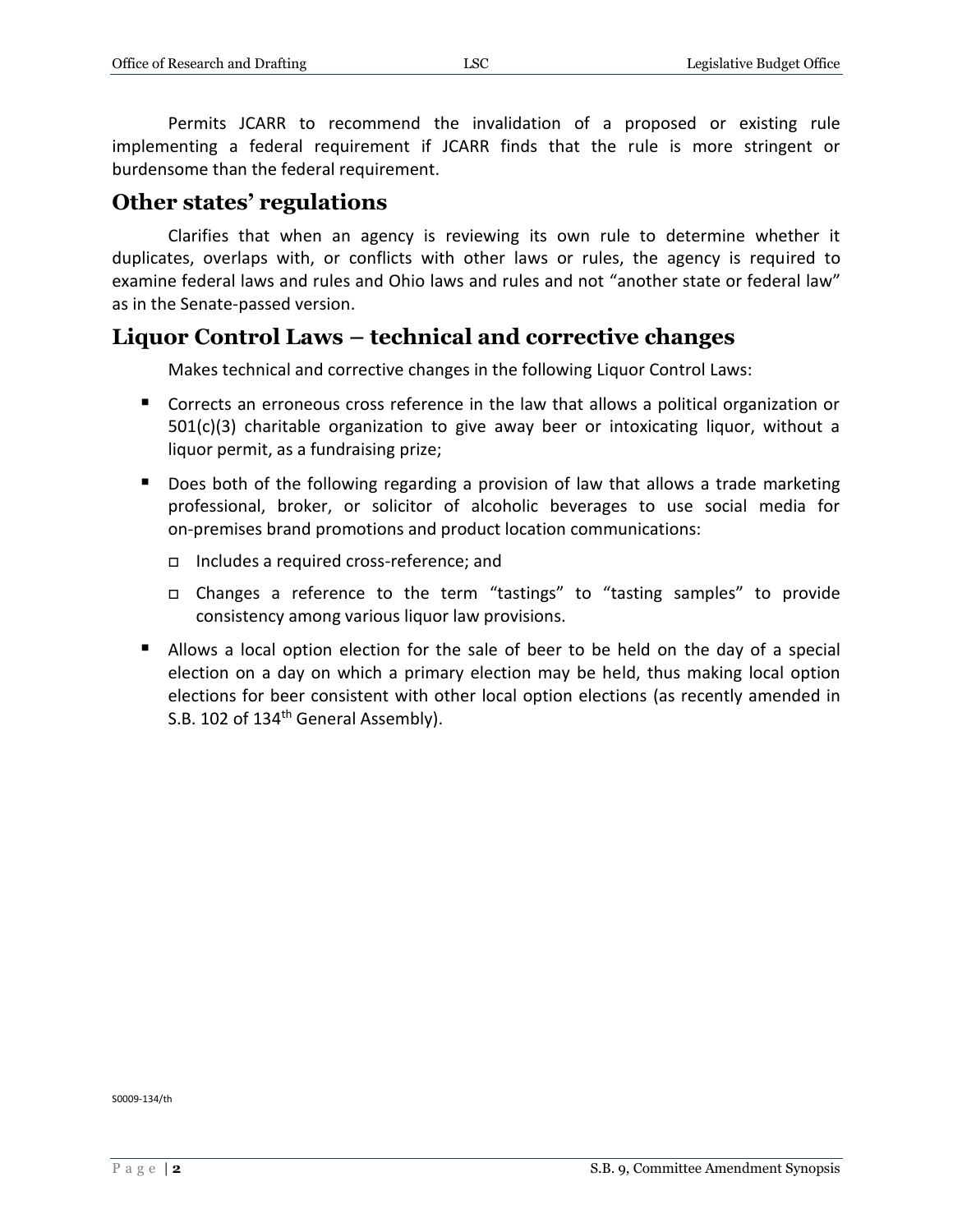Permits JCARR to recommend the invalidation of a proposed or existing rule implementing a federal requirement if JCARR finds that the rule is more stringent or burdensome than the federal requirement.

## Other states' regulations

Clarifies that when an agency is reviewing its own rule to determine whether it duplicates, overlaps with, or conflicts with other laws or rules, the agency is required to examine federal laws and rules and Ohio laws and rules and not "another state or federal law" as in the Senate-passed version.

## Liquor Control Laws – technical and corrective changes

Makes technical and corrective changes in the following Liquor Control Laws:

- Corrects an erroneous cross reference in the law that allows a political organization or 501(c)(3) charitable organization to give away beer or intoxicating liquor, without a liquor permit, as a fundraising prize;
- Does both of the following regarding a provision of law that allows a trade marketing professional, broker, or solicitor of alcoholic beverages to use social media for on-premises brand promotions and product location communications:
  - Includes a required cross-reference; and
  - Changes a reference to the term "tastings" to "tasting samples" to provide consistency among various liquor law provisions.
- Allows a local option election for the sale of beer to be held on the day of a special election on a day on which a primary election may be held, thus making local option elections for beer consistent with other local option elections (as recently amended in S.B. 102 of 134th General Assembly).

S0009-134/th